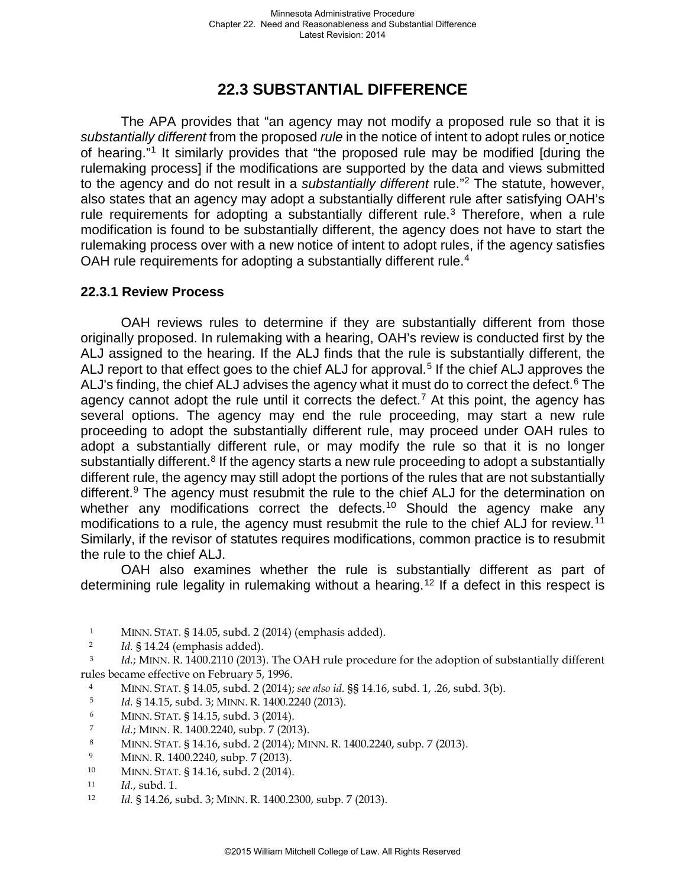# 22.3 SUBSTANTIAL DIFFERENCE

The APA provides that "an agency may not modify a proposed rule so that it is *substantially different* from the proposed *rule* in the notice of intent to adopt rules or notice of hearing."[1] It similarly provides that "the proposed rule may be modified [during the rulemaking process] if the modifications are supported by the data and views submitted to the agency and do not result in a *substantially different* rule."[2] The statute, however, also states that an agency may adopt a substantially different rule after satisfying OAH's rule requirements for adopting a substantially different rule.[3] Therefore, when a rule modification is found to be substantially different, the agency does not have to start the rulemaking process over with a new notice of intent to adopt rules, if the agency satisfies OAH rule requirements for adopting a substantially different rule.[4]

## 22.3.1 Review Process

OAH reviews rules to determine if they are substantially different from those originally proposed. In rulemaking with a hearing, OAH's review is conducted first by the ALJ assigned to the hearing. If the ALJ finds that the rule is substantially different, the ALJ report to that effect goes to the chief ALJ for approval.[5] If the chief ALJ approves the ALJ's finding, the chief ALJ advises the agency what it must do to correct the defect.[6] The agency cannot adopt the rule until it corrects the defect.[7] At this point, the agency has several options. The agency may end the rule proceeding, may start a new rule proceeding to adopt the substantially different rule, may proceed under OAH rules to adopt a substantially different rule, or may modify the rule so that it is no longer substantially different.[8] If the agency starts a new rule proceeding to adopt a substantially different rule, the agency may still adopt the portions of the rules that are not substantially different.[9] The agency must resubmit the rule to the chief ALJ for the determination on whether any modifications correct the defects.[10] Should the agency make any modifications to a rule, the agency must resubmit the rule to the chief ALJ for review.[11] Similarly, if the revisor of statutes requires modifications, common practice is to resubmit the rule to the chief ALJ.

OAH also examines whether the rule is substantially different as part of determining rule legality in rulemaking without a hearing.[12] If a defect in this respect is

---

1. MINN. STAT. § 14.05, subd. 2 (2014) (emphasis added).
2. *Id.* § 14.24 (emphasis added).
3. *Id.*; MINN. R. 1400.2110 (2013). The OAH rule procedure for the adoption of substantially different rules became effective on February 5, 1996.
4. MINN. STAT. § 14.05, subd. 2 (2014); *see also id.* §§ 14.16, subd. 1, .26, subd. 3(b).
5. *Id.* § 14.15, subd. 3; MINN. R. 1400.2240 (2013).
6. MINN. STAT. § 14.15, subd. 3 (2014).
7. *Id.*; MINN. R. 1400.2240, subp. 7 (2013).
8. MINN. STAT. § 14.16, subd. 2 (2014); MINN. R. 1400.2240, subp. 7 (2013).
9. MINN. R. 1400.2240, subp. 7 (2013).
10. MINN. STAT. § 14.16, subd. 2 (2014).
11. *Id.*, subd. 1.
12. *Id.* § 14.26, subd. 3; MINN. R. 1400.2300, subp. 7 (2013).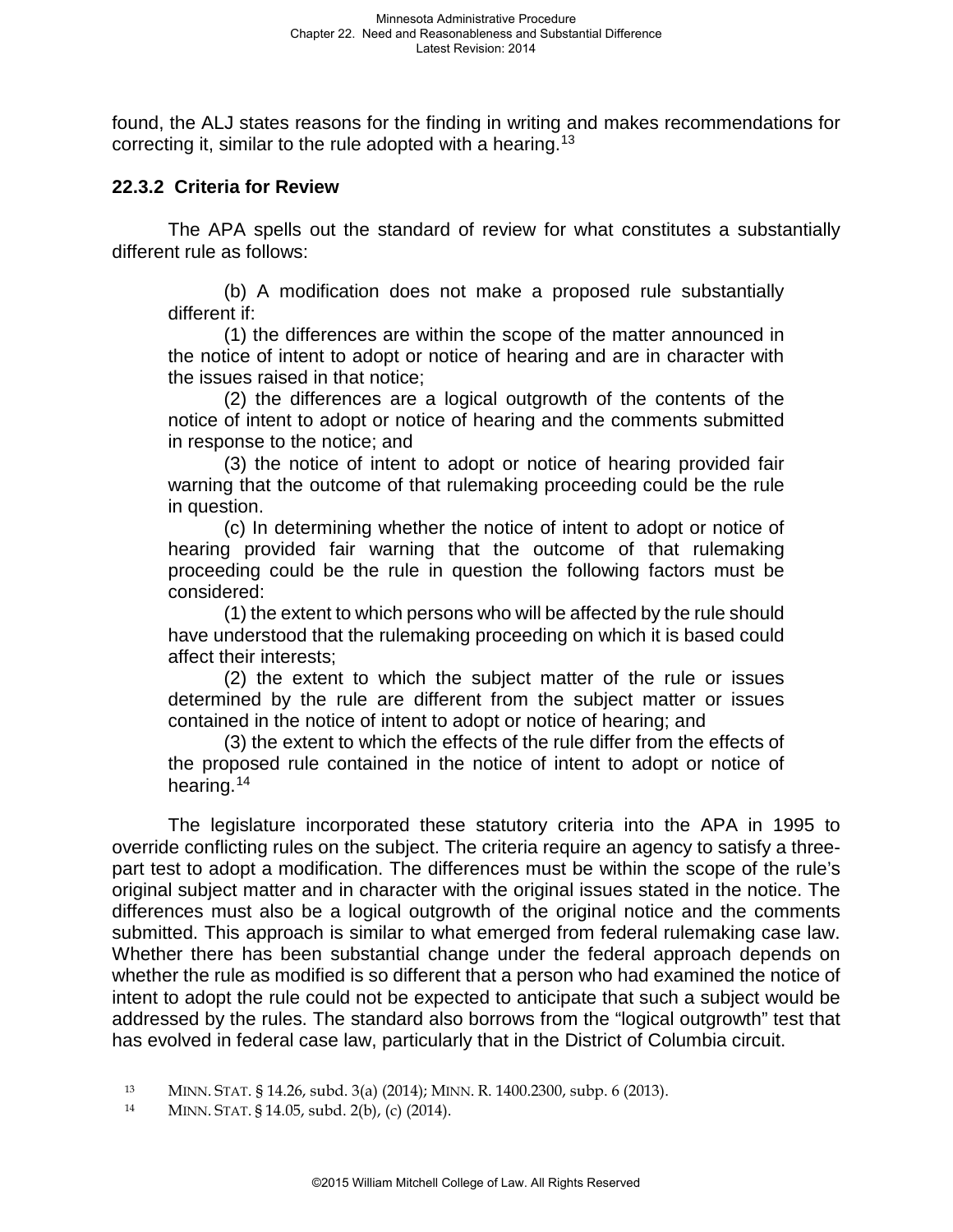found, the ALJ states reasons for the finding in writing and makes recommendations for correcting it, similar to the rule adopted with a hearing.[13]

### 22.3.2 Criteria for Review

The APA spells out the standard of review for what constitutes a substantially different rule as follows:

> (b) A modification does not make a proposed rule substantially different if:
>
> (1) the differences are within the scope of the matter announced in the notice of intent to adopt or notice of hearing and are in character with the issues raised in that notice;
>
> (2) the differences are a logical outgrowth of the contents of the notice of intent to adopt or notice of hearing and the comments submitted in response to the notice; and
>
> (3) the notice of intent to adopt or notice of hearing provided fair warning that the outcome of that rulemaking proceeding could be the rule in question.
>
> (c) In determining whether the notice of intent to adopt or notice of hearing provided fair warning that the outcome of that rulemaking proceeding could be the rule in question the following factors must be considered:
>
> (1) the extent to which persons who will be affected by the rule should have understood that the rulemaking proceeding on which it is based could affect their interests;
>
> (2) the extent to which the subject matter of the rule or issues determined by the rule are different from the subject matter or issues contained in the notice of intent to adopt or notice of hearing; and
>
> (3) the extent to which the effects of the rule differ from the effects of the proposed rule contained in the notice of intent to adopt or notice of hearing.[14]

The legislature incorporated these statutory criteria into the APA in 1995 to override conflicting rules on the subject. The criteria require an agency to satisfy a three-part test to adopt a modification. The differences must be within the scope of the rule's original subject matter and in character with the original issues stated in the notice. The differences must also be a logical outgrowth of the original notice and the comments submitted. This approach is similar to what emerged from federal rulemaking case law. Whether there has been substantial change under the federal approach depends on whether the rule as modified is so different that a person who had examined the notice of intent to adopt the rule could not be expected to anticipate that such a subject would be addressed by the rules. The standard also borrows from the "logical outgrowth" test that has evolved in federal case law, particularly that in the District of Columbia circuit.

[13] MINN. STAT. § 14.26, subd. 3(a) (2014); MINN. R. 1400.2300, subp. 6 (2013).

[14] MINN. STAT. § 14.05, subd. 2(b), (c) (2014).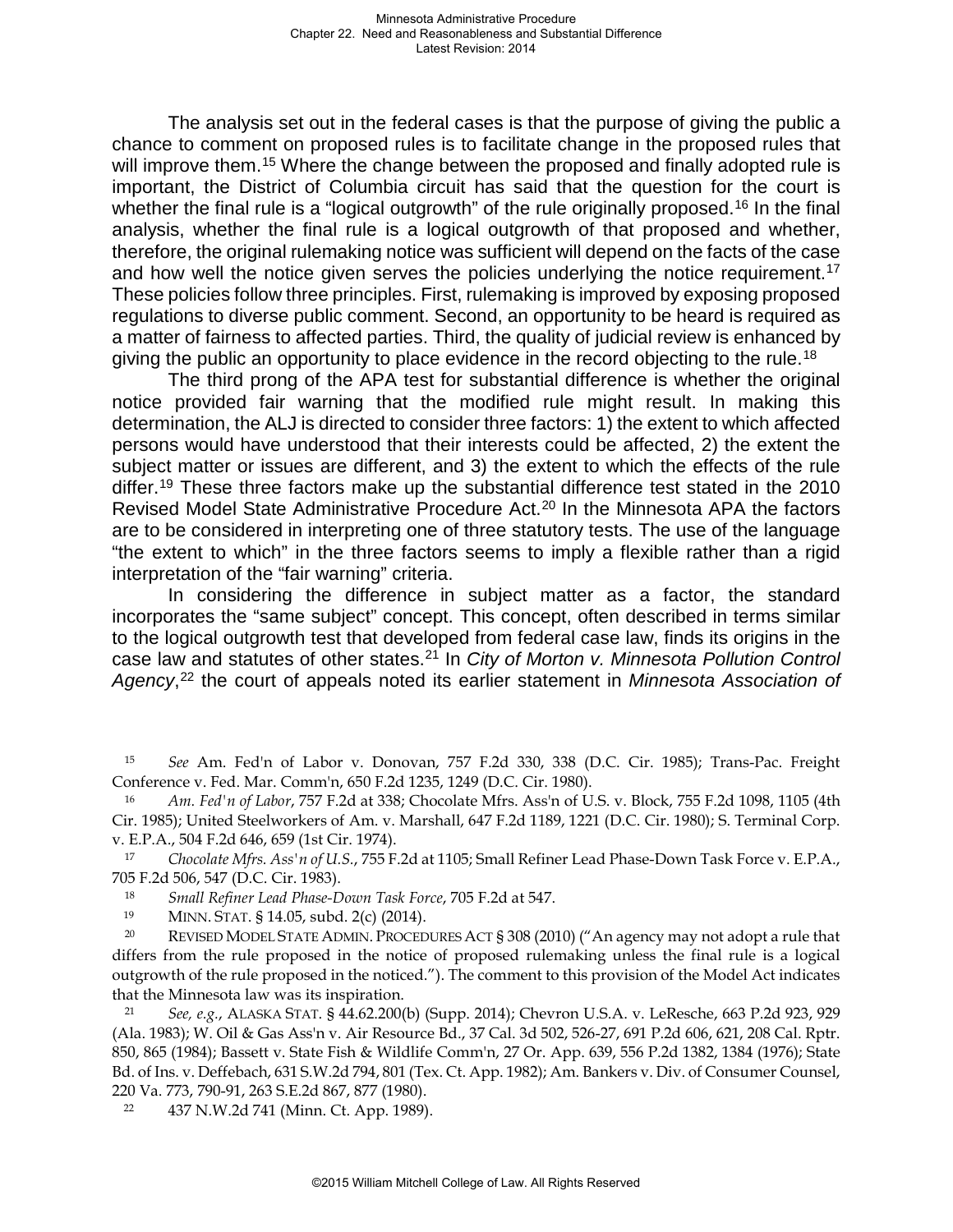The analysis set out in the federal cases is that the purpose of giving the public a chance to comment on proposed rules is to facilitate change in the proposed rules that will improve them.[15] Where the change between the proposed and finally adopted rule is important, the District of Columbia circuit has said that the question for the court is whether the final rule is a "logical outgrowth" of the rule originally proposed.[16] In the final analysis, whether the final rule is a logical outgrowth of that proposed and whether, therefore, the original rulemaking notice was sufficient will depend on the facts of the case and how well the notice given serves the policies underlying the notice requirement.[17] These policies follow three principles. First, rulemaking is improved by exposing proposed regulations to diverse public comment. Second, an opportunity to be heard is required as a matter of fairness to affected parties. Third, the quality of judicial review is enhanced by giving the public an opportunity to place evidence in the record objecting to the rule.[18]

The third prong of the APA test for substantial difference is whether the original notice provided fair warning that the modified rule might result. In making this determination, the ALJ is directed to consider three factors: 1) the extent to which affected persons would have understood that their interests could be affected, 2) the extent the subject matter or issues are different, and 3) the extent to which the effects of the rule differ.[19] These three factors make up the substantial difference test stated in the 2010 Revised Model State Administrative Procedure Act.[20] In the Minnesota APA the factors are to be considered in interpreting one of three statutory tests. The use of the language "the extent to which" in the three factors seems to imply a flexible rather than a rigid interpretation of the "fair warning" criteria.

In considering the difference in subject matter as a factor, the standard incorporates the "same subject" concept. This concept, often described in terms similar to the logical outgrowth test that developed from federal case law, finds its origins in the case law and statutes of other states.[21] In *City of Morton v. Minnesota Pollution Control Agency*,[22] the court of appeals noted its earlier statement in *Minnesota Association of*

---

[15] *See* Am. Fed'n of Labor v. Donovan, 757 F.2d 330, 338 (D.C. Cir. 1985); Trans-Pac. Freight Conference v. Fed. Mar. Comm'n, 650 F.2d 1235, 1249 (D.C. Cir. 1980).

[16] *Am. Fed'n of Labor*, 757 F.2d at 338; Chocolate Mfrs. Ass'n of U.S. v. Block, 755 F.2d 1098, 1105 (4th Cir. 1985); United Steelworkers of Am. v. Marshall, 647 F.2d 1189, 1221 (D.C. Cir. 1980); S. Terminal Corp. v. E.P.A., 504 F.2d 646, 659 (1st Cir. 1974).

[17] *Chocolate Mfrs. Ass'n of U.S.*, 755 F.2d at 1105; Small Refiner Lead Phase-Down Task Force v. E.P.A., 705 F.2d 506, 547 (D.C. Cir. 1983).

[18] *Small Refiner Lead Phase-Down Task Force*, 705 F.2d at 547.

[19] MINN. STAT. § 14.05, subd. 2(c) (2014).

[20] REVISED MODEL STATE ADMIN. PROCEDURES ACT § 308 (2010) ("An agency may not adopt a rule that differs from the rule proposed in the notice of proposed rulemaking unless the final rule is a logical outgrowth of the rule proposed in the noticed."). The comment to this provision of the Model Act indicates that the Minnesota law was its inspiration.

[21] *See, e.g.*, ALASKA STAT. § 44.62.200(b) (Supp. 2014); Chevron U.S.A. v. LeResche, 663 P.2d 923, 929 (Ala. 1983); W. Oil & Gas Ass'n v. Air Resource Bd., 37 Cal. 3d 502, 526-27, 691 P.2d 606, 621, 208 Cal. Rptr. 850, 865 (1984); Bassett v. State Fish & Wildlife Comm'n, 27 Or. App. 639, 556 P.2d 1382, 1384 (1976); State Bd. of Ins. v. Deffebach, 631 S.W.2d 794, 801 (Tex. Ct. App. 1982); Am. Bankers v. Div. of Consumer Counsel, 220 Va. 773, 790-91, 263 S.E.2d 867, 877 (1980).

[22] 437 N.W.2d 741 (Minn. Ct. App. 1989).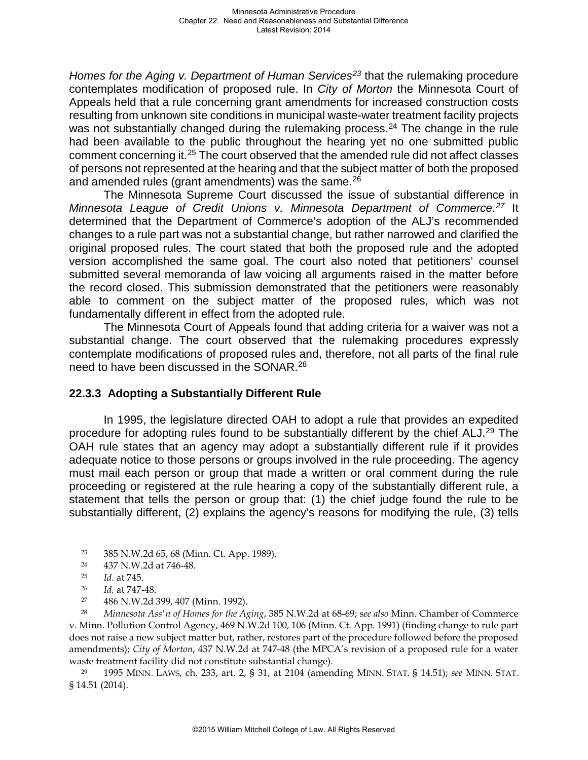*Homes for the Aging v. Department of Human Services*[23] that the rulemaking procedure contemplates modification of proposed rule. In *City of Morton* the Minnesota Court of Appeals held that a rule concerning grant amendments for increased construction costs resulting from unknown site conditions in municipal waste-water treatment facility projects was not substantially changed during the rulemaking process.[24] The change in the rule had been available to the public throughout the hearing yet no one submitted public comment concerning it.[25] The court observed that the amended rule did not affect classes of persons not represented at the hearing and that the subject matter of both the proposed and amended rules (grant amendments) was the same.[26]

The Minnesota Supreme Court discussed the issue of substantial difference in *Minnesota League of Credit Unions v. Minnesota Department of Commerce.*[27] It determined that the Department of Commerce's adoption of the ALJ's recommended changes to a rule part was not a substantial change, but rather narrowed and clarified the original proposed rules. The court stated that both the proposed rule and the adopted version accomplished the same goal. The court also noted that petitioners' counsel submitted several memoranda of law voicing all arguments raised in the matter before the record closed. This submission demonstrated that the petitioners were reasonably able to comment on the subject matter of the proposed rules, which was not fundamentally different in effect from the adopted rule.

The Minnesota Court of Appeals found that adding criteria for a waiver was not a substantial change. The court observed that the rulemaking procedures expressly contemplate modifications of proposed rules and, therefore, not all parts of the final rule need to have been discussed in the SONAR.[28]

### 22.3.3 Adopting a Substantially Different Rule

In 1995, the legislature directed OAH to adopt a rule that provides an expedited procedure for adopting rules found to be substantially different by the chief ALJ.[29] The OAH rule states that an agency may adopt a substantially different rule if it provides adequate notice to those persons or groups involved in the rule proceeding. The agency must mail each person or group that made a written or oral comment during the rule proceeding or registered at the rule hearing a copy of the substantially different rule, a statement that tells the person or group that: (1) the chief judge found the rule to be substantially different, (2) explains the agency's reasons for modifying the rule, (3) tells

[23] 385 N.W.2d 65, 68 (Minn. Ct. App. 1989).

[24] 437 N.W.2d at 746-48.

[25] *Id.* at 745.

[26] *Id.* at 747-48.

[27] 486 N.W.2d 399, 407 (Minn. 1992).

[28] *Minnesota Ass'n of Homes for the Aging*, 385 N.W.2d at 68-69; s*ee also* Minn. Chamber of Commerce v. Minn. Pollution Control Agency, 469 N.W.2d 100, 106 (Minn. Ct. App. 1991) (finding change to rule part does not raise a new subject matter but, rather, restores part of the procedure followed before the proposed amendments); *City of Morton*, 437 N.W.2d at 747-48 (the MPCA's revision of a proposed rule for a water waste treatment facility did not constitute substantial change).

[29] 1995 MINN. LAWS, ch. 233, art. 2, § 31, at 2104 (amending MINN. STAT. § 14.51); *see* MINN. STAT. § 14.51 (2014).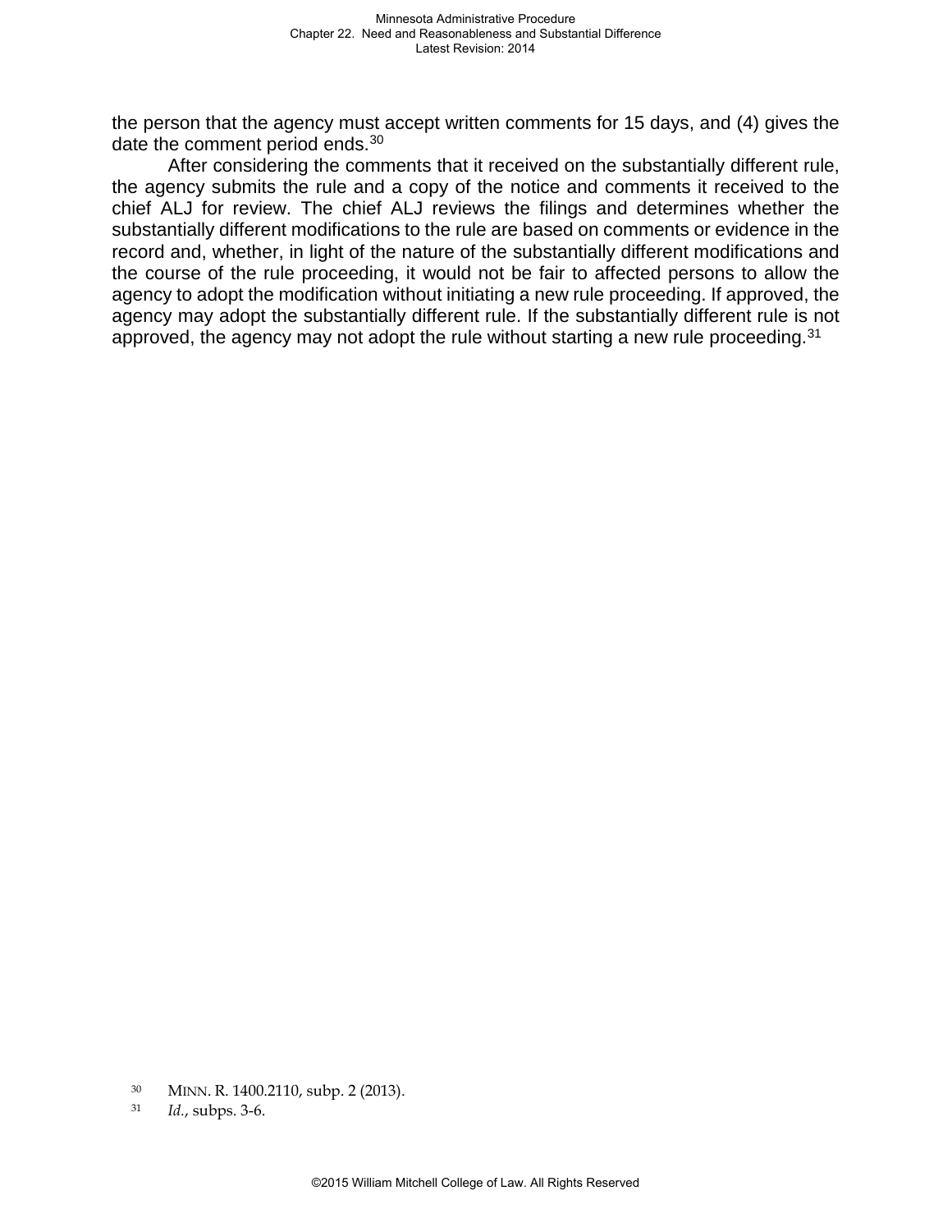the person that the agency must accept written comments for 15 days, and (4) gives the date the comment period ends.[30]

After considering the comments that it received on the substantially different rule, the agency submits the rule and a copy of the notice and comments it received to the chief ALJ for review. The chief ALJ reviews the filings and determines whether the substantially different modifications to the rule are based on comments or evidence in the record and, whether, in light of the nature of the substantially different modifications and the course of the rule proceeding, it would not be fair to affected persons to allow the agency to adopt the modification without initiating a new rule proceeding. If approved, the agency may adopt the substantially different rule. If the substantially different rule is not approved, the agency may not adopt the rule without starting a new rule proceeding.[31]

[30] MINN. R. 1400.2110, subp. 2 (2013).

[31] *Id.*, subps. 3-6.